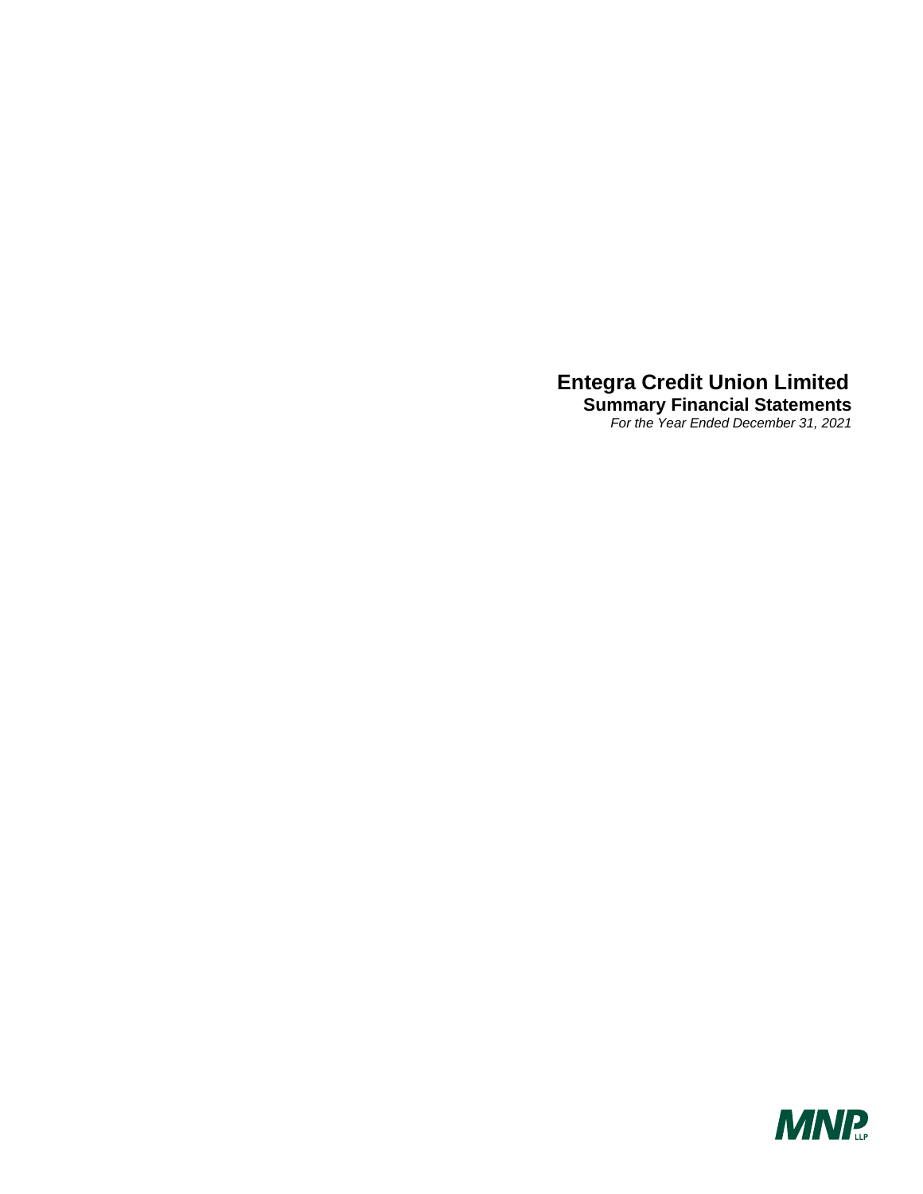# Entegra Credit Union Limited

## Summary Financial Statements

*For the Year Ended December 31, 2021*

MNP LLP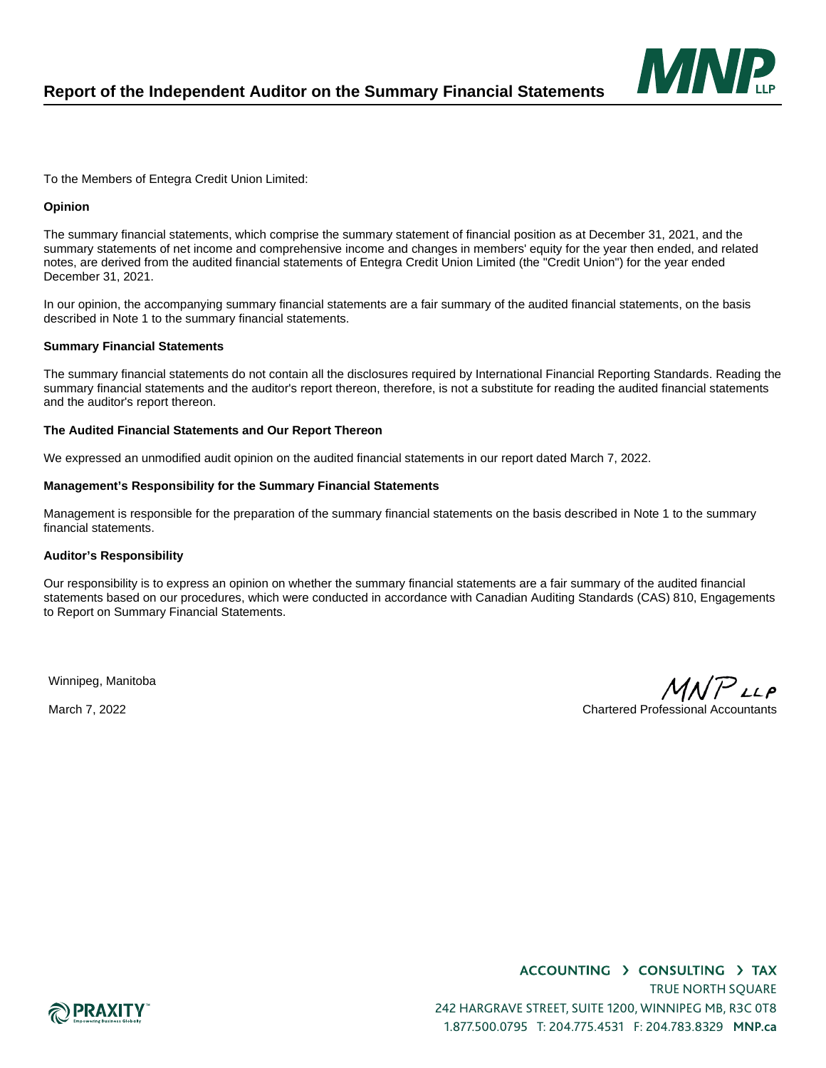# Report of the Independent Auditor on the Summary Financial Statements

To the Members of Entegra Credit Union Limited:

**Opinion**

The summary financial statements, which comprise the summary statement of financial position as at December 31, 2021, and the summary statements of net income and comprehensive income and changes in members' equity for the year then ended, and related notes, are derived from the audited financial statements of Entegra Credit Union Limited (the "Credit Union") for the year ended December 31, 2021.

In our opinion, the accompanying summary financial statements are a fair summary of the audited financial statements, on the basis described in Note 1 to the summary financial statements.

**Summary Financial Statements**

The summary financial statements do not contain all the disclosures required by International Financial Reporting Standards. Reading the summary financial statements and the auditor's report thereon, therefore, is not a substitute for reading the audited financial statements and the auditor's report thereon.

**The Audited Financial Statements and Our Report Thereon**

We expressed an unmodified audit opinion on the audited financial statements in our report dated March 7, 2022.

**Management's Responsibility for the Summary Financial Statements**

Management is responsible for the preparation of the summary financial statements on the basis described in Note 1 to the summary financial statements.

**Auditor's Responsibility**

Our responsibility is to express an opinion on whether the summary financial statements are a fair summary of the audited financial statements based on our procedures, which were conducted in accordance with Canadian Auditing Standards (CAS) 810, Engagements to Report on Summary Financial Statements.

Winnipeg, Manitoba

March 7, 2022

MNP LLP

Chartered Professional Accountants

ACCOUNTING > CONSULTING > TAX

TRUE NORTH SQUARE

242 HARGRAVE STREET, SUITE 1200, WINNIPEG MB, R3C 0T8

1.877.500.0795 T: 204.775.4531 F: 204.783.8329 MNP.ca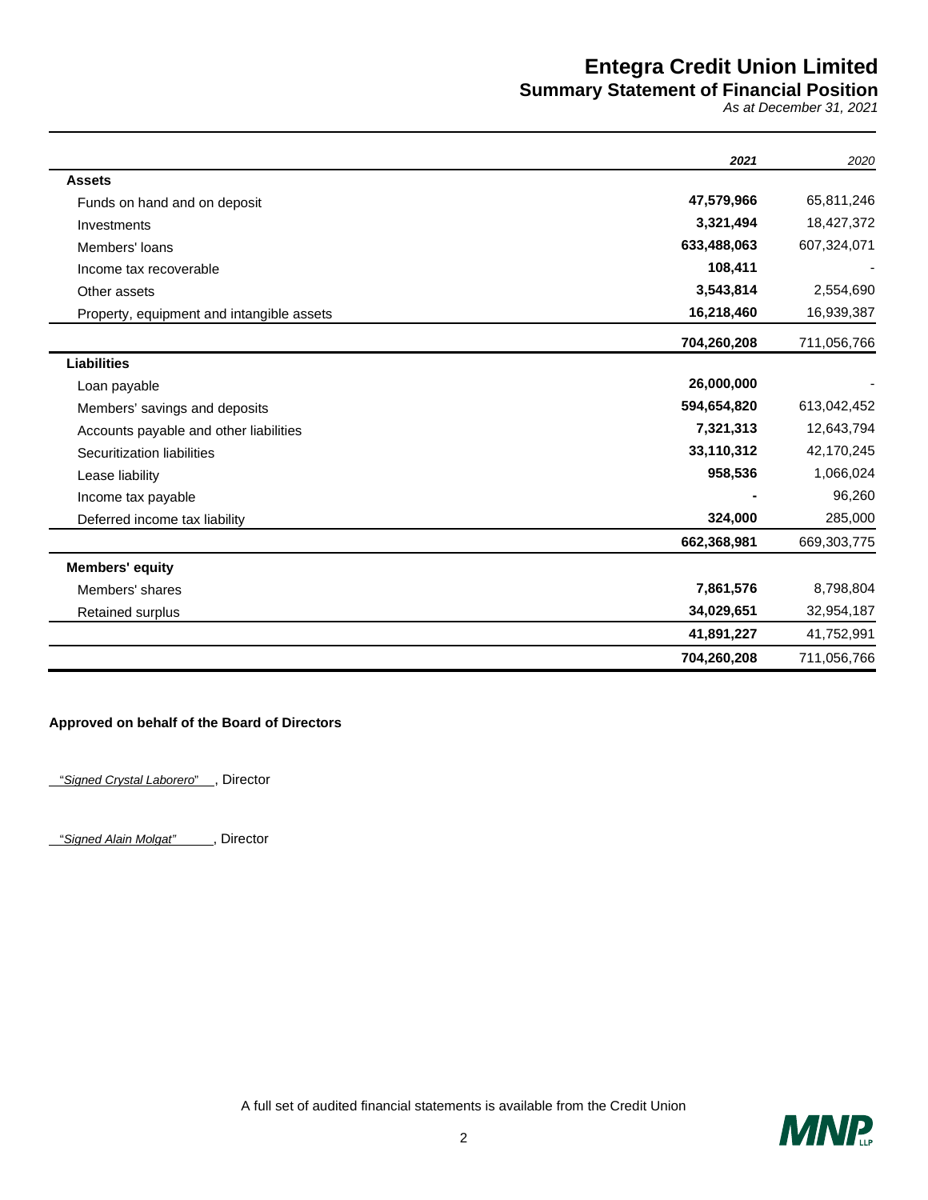# Entegra Credit Union Limited

## Summary Statement of Financial Position

*As at December 31, 2021*

| | *2021* | *2020* |
|---|---|---|
| **Assets** | | |
| Funds on hand and on deposit | **47,579,966** | 65,811,246 |
| Investments | **3,321,494** | 18,427,372 |
| Members' loans | **633,488,063** | 607,324,071 |
| Income tax recoverable | **108,411** | - |
| Other assets | **3,543,814** | 2,554,690 |
| Property, equipment and intangible assets | **16,218,460** | 16,939,387 |
| | **704,260,208** | 711,056,766 |
| **Liabilities** | | |
| Loan payable | **26,000,000** | - |
| Members' savings and deposits | **594,654,820** | 613,042,452 |
| Accounts payable and other liabilities | **7,321,313** | 12,643,794 |
| Securitization liabilities | **33,110,312** | 42,170,245 |
| Lease liability | **958,536** | 1,066,024 |
| Income tax payable | **-** | 96,260 |
| Deferred income tax liability | **324,000** | 285,000 |
| | **662,368,981** | 669,303,775 |
| **Members' equity** | | |
| Members' shares | **7,861,576** | 8,798,804 |
| Retained surplus | **34,029,651** | 32,954,187 |
| | **41,891,227** | 41,752,991 |
| | **704,260,208** | 711,056,766 |

**Approved on behalf of the Board of Directors**

"*Signed Crystal Laborero*", Director

"*Signed Alain Molgat"*, Director

A full set of audited financial statements is available from the Credit Union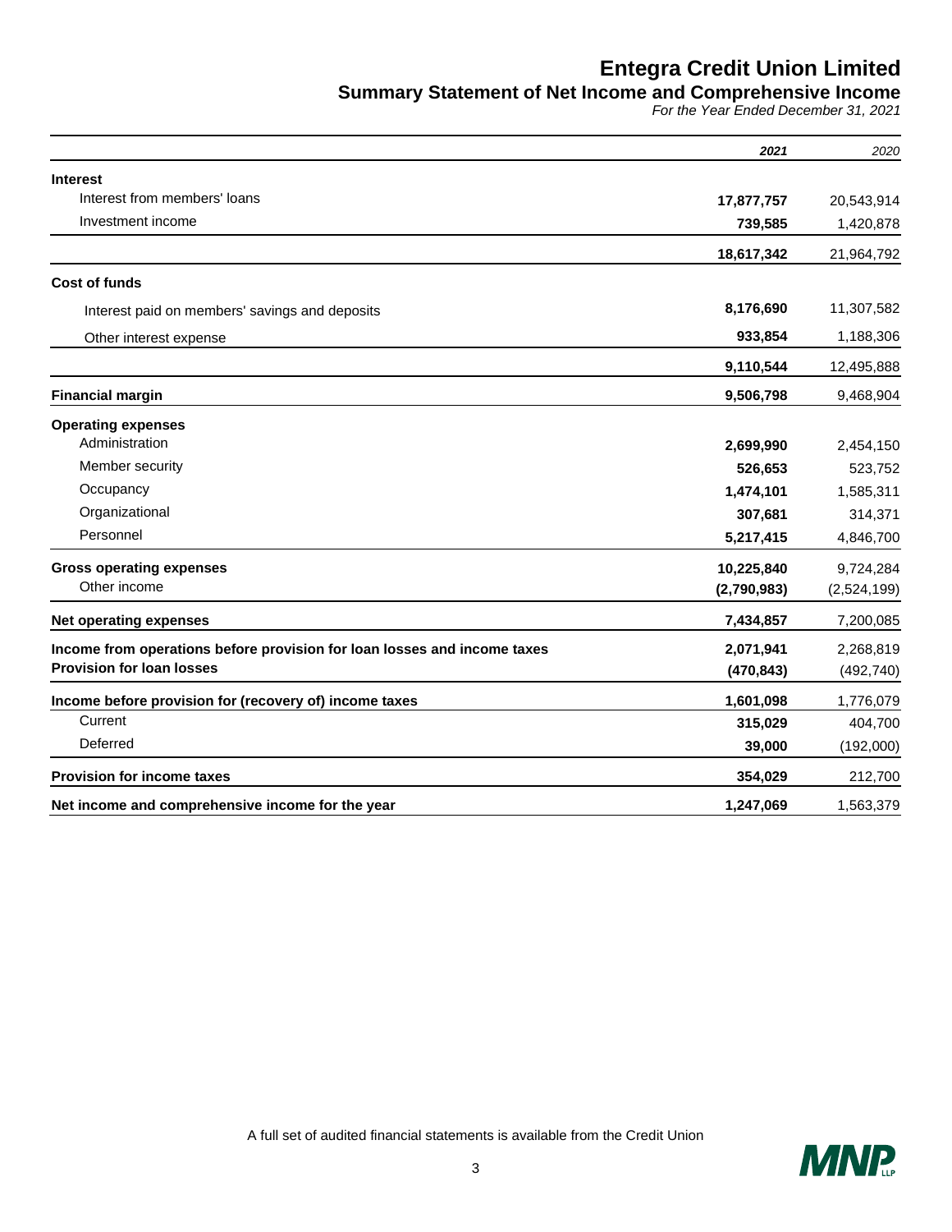# Entegra Credit Union Limited

## Summary Statement of Net Income and Comprehensive Income

*For the Year Ended December 31, 2021*

| | ***2021*** | *2020* |
|---|---|---|
| **Interest** | | |
| Interest from members' loans | **17,877,757** | 20,543,914 |
| Investment income | **739,585** | 1,420,878 |
| | **18,617,342** | 21,964,792 |
| **Cost of funds** | | |
| Interest paid on members' savings and deposits | **8,176,690** | 11,307,582 |
| Other interest expense | **933,854** | 1,188,306 |
| | **9,110,544** | 12,495,888 |
| **Financial margin** | **9,506,798** | 9,468,904 |
| **Operating expenses** | | |
| Administration | **2,699,990** | 2,454,150 |
| Member security | **526,653** | 523,752 |
| Occupancy | **1,474,101** | 1,585,311 |
| Organizational | **307,681** | 314,371 |
| Personnel | **5,217,415** | 4,846,700 |
| **Gross operating expenses** | **10,225,840** | 9,724,284 |
| Other income | **(2,790,983)** | (2,524,199) |
| **Net operating expenses** | **7,434,857** | 7,200,085 |
| **Income from operations before provision for loan losses and income taxes** | **2,071,941** | 2,268,819 |
| **Provision for loan losses** | **(470,843)** | (492,740) |
| **Income before provision for (recovery of) income taxes** | **1,601,098** | 1,776,079 |
| Current | **315,029** | 404,700 |
| Deferred | **39,000** | (192,000) |
| **Provision for income taxes** | **354,029** | 212,700 |
| **Net income and comprehensive income for the year** | **1,247,069** | 1,563,379 |

A full set of audited financial statements is available from the Credit Union

MNP LLP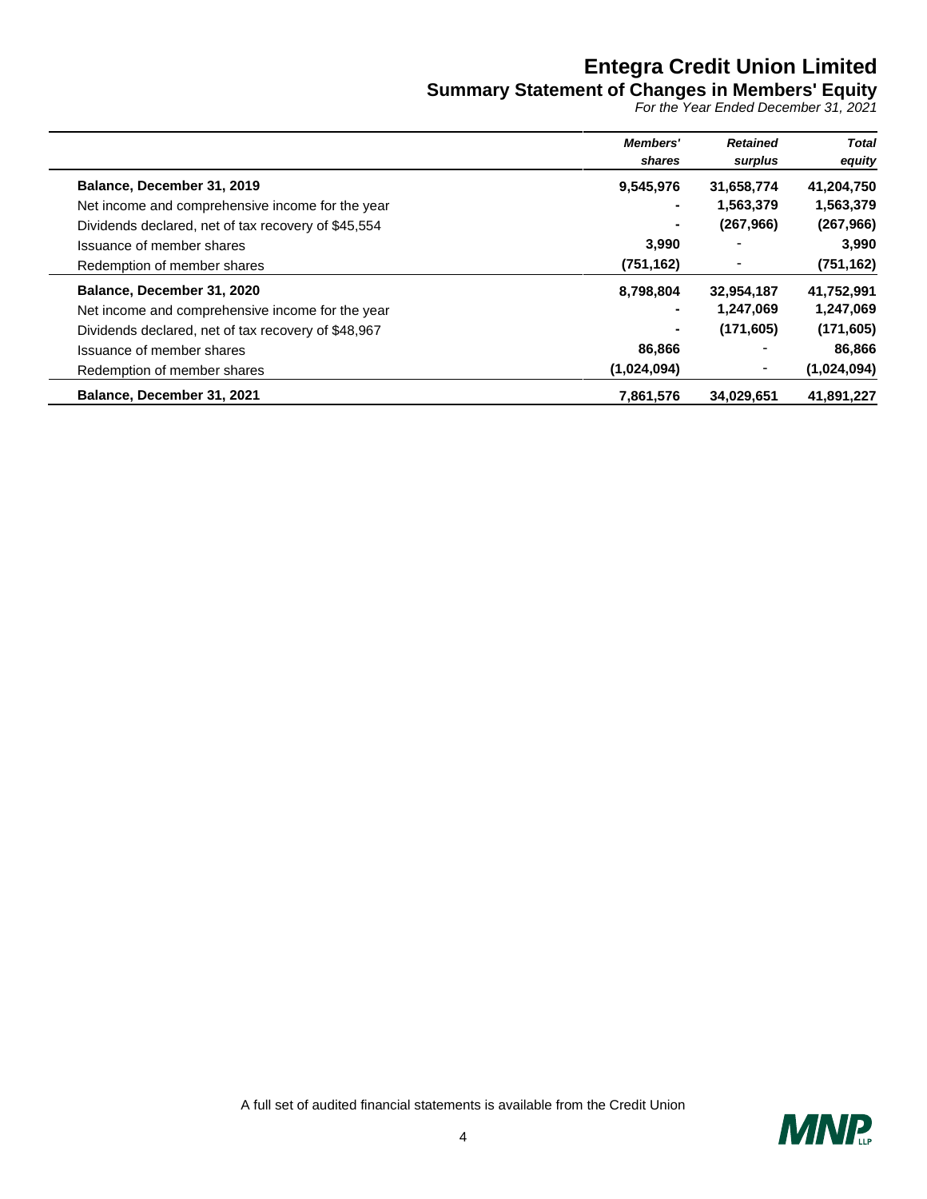# Entegra Credit Union Limited

## Summary Statement of Changes in Members' Equity

*For the Year Ended December 31, 2021*

| | *Members' shares* | *Retained surplus* | *Total equity* |
|---|---|---|---|
| **Balance, December 31, 2019** | **9,545,976** | **31,658,774** | **41,204,750** |
| Net income and comprehensive income for the year | **-** | **1,563,379** | **1,563,379** |
| Dividends declared, net of tax recovery of $45,554 | **-** | **(267,966)** | **(267,966)** |
| Issuance of member shares | **3,990** | - | **3,990** |
| Redemption of member shares | **(751,162)** | - | **(751,162)** |
| **Balance, December 31, 2020** | **8,798,804** | **32,954,187** | **41,752,991** |
| Net income and comprehensive income for the year | **-** | **1,247,069** | **1,247,069** |
| Dividends declared, net of tax recovery of $48,967 | **-** | **(171,605)** | **(171,605)** |
| Issuance of member shares | **86,866** | - | **86,866** |
| Redemption of member shares | **(1,024,094)** | - | **(1,024,094)** |
| **Balance, December 31, 2021** | **7,861,576** | **34,029,651** | **41,891,227** |

A full set of audited financial statements is available from the Credit Union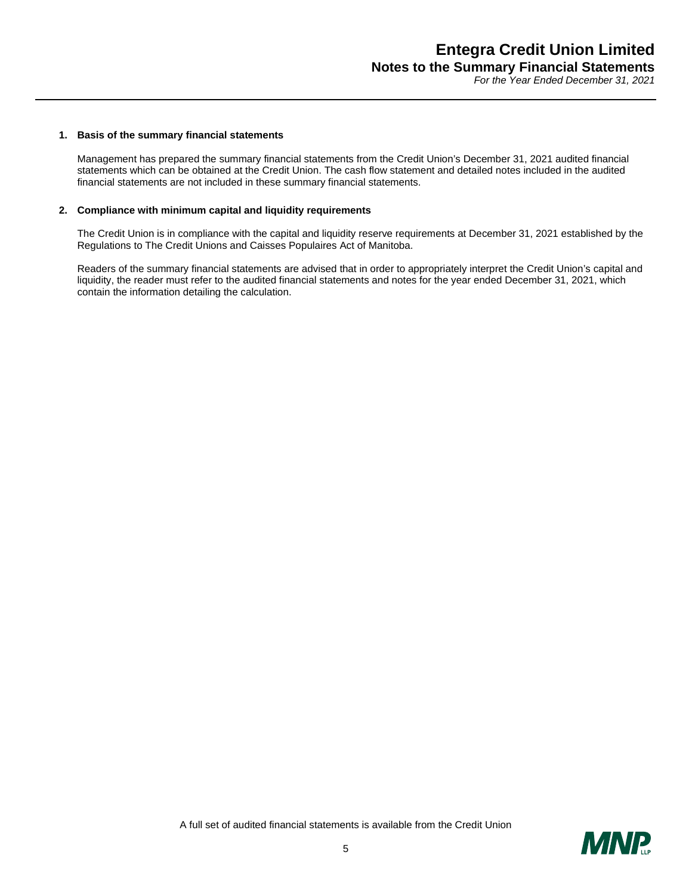# Entegra Credit Union Limited
## Notes to the Summary Financial Statements
*For the Year Ended December 31, 2021*

**1. Basis of the summary financial statements**

Management has prepared the summary financial statements from the Credit Union's December 31, 2021 audited financial statements which can be obtained at the Credit Union. The cash flow statement and detailed notes included in the audited financial statements are not included in these summary financial statements.

**2. Compliance with minimum capital and liquidity requirements**

The Credit Union is in compliance with the capital and liquidity reserve requirements at December 31, 2021 established by the Regulations to The Credit Unions and Caisses Populaires Act of Manitoba.

Readers of the summary financial statements are advised that in order to appropriately interpret the Credit Union's capital and liquidity, the reader must refer to the audited financial statements and notes for the year ended December 31, 2021, which contain the information detailing the calculation.

A full set of audited financial statements is available from the Credit Union